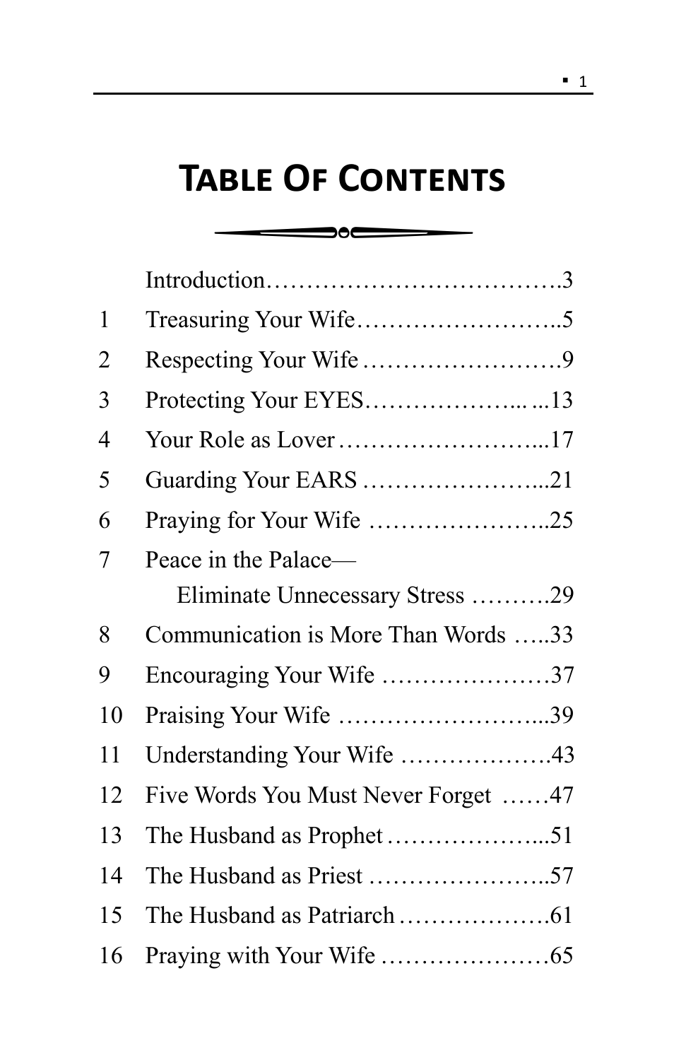# Table Of Contents

| | | |
|---|---|---|
| | Introduction | 3 |
| 1 | Treasuring Your Wife | 5 |
| 2 | Respecting Your Wife | 9 |
| 3 | Protecting Your EYES | 13 |
| 4 | Your Role as Lover | 17 |
| 5 | Guarding Your EARS | 21 |
| 6 | Praying for Your Wife | 25 |
| 7 | Peace in the Palace—Eliminate Unnecessary Stress | 29 |
| 8 | Communication is More Than Words | 33 |
| 9 | Encouraging Your Wife | 37 |
| 10 | Praising Your Wife | 39 |
| 11 | Understanding Your Wife | 43 |
| 12 | Five Words You Must Never Forget | 47 |
| 13 | The Husband as Prophet | 51 |
| 14 | The Husband as Priest | 57 |
| 15 | The Husband as Patriarch | 61 |
| 16 | Praying with Your Wife | 65 |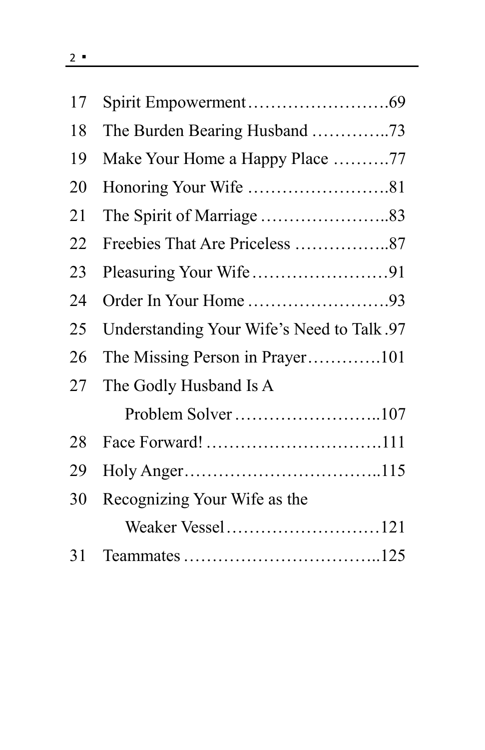| | | |
|---|---|---|
| 17 | Spirit Empowerment | 69 |
| 18 | The Burden Bearing Husband | 73 |
| 19 | Make Your Home a Happy Place | 77 |
| 20 | Honoring Your Wife | 81 |
| 21 | The Spirit of Marriage | 83 |
| 22 | Freebies That Are Priceless | 87 |
| 23 | Pleasuring Your Wife | 91 |
| 24 | Order In Your Home | 93 |
| 25 | Understanding Your Wife's Need to Talk | 97 |
| 26 | The Missing Person in Prayer | 101 |
| 27 | The Godly Husband Is A Problem Solver | 107 |
| 28 | Face Forward! | 111 |
| 29 | Holy Anger | 115 |
| 30 | Recognizing Your Wife as the Weaker Vessel | 121 |
| 31 | Teammates | 125 |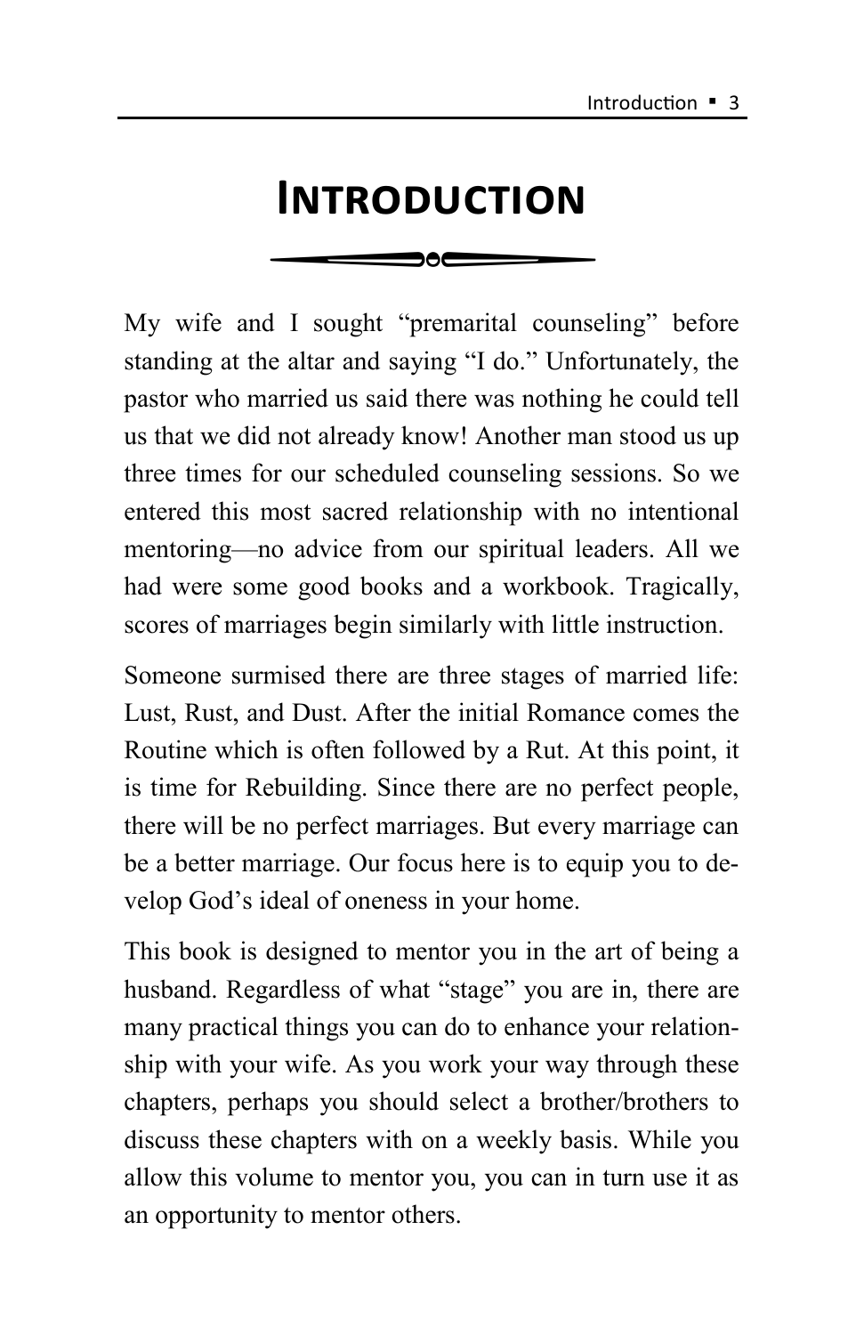# Introduction

My wife and I sought "premarital counseling" before standing at the altar and saying "I do." Unfortunately, the pastor who married us said there was nothing he could tell us that we did not already know! Another man stood us up three times for our scheduled counseling sessions. So we entered this most sacred relationship with no intentional mentoring—no advice from our spiritual leaders. All we had were some good books and a workbook. Tragically, scores of marriages begin similarly with little instruction.

Someone surmised there are three stages of married life: Lust, Rust, and Dust. After the initial Romance comes the Routine which is often followed by a Rut. At this point, it is time for Rebuilding. Since there are no perfect people, there will be no perfect marriages. But every marriage can be a better marriage. Our focus here is to equip you to develop God's ideal of oneness in your home.

This book is designed to mentor you in the art of being a husband. Regardless of what "stage" you are in, there are many practical things you can do to enhance your relationship with your wife. As you work your way through these chapters, perhaps you should select a brother/brothers to discuss these chapters with on a weekly basis. While you allow this volume to mentor you, you can in turn use it as an opportunity to mentor others.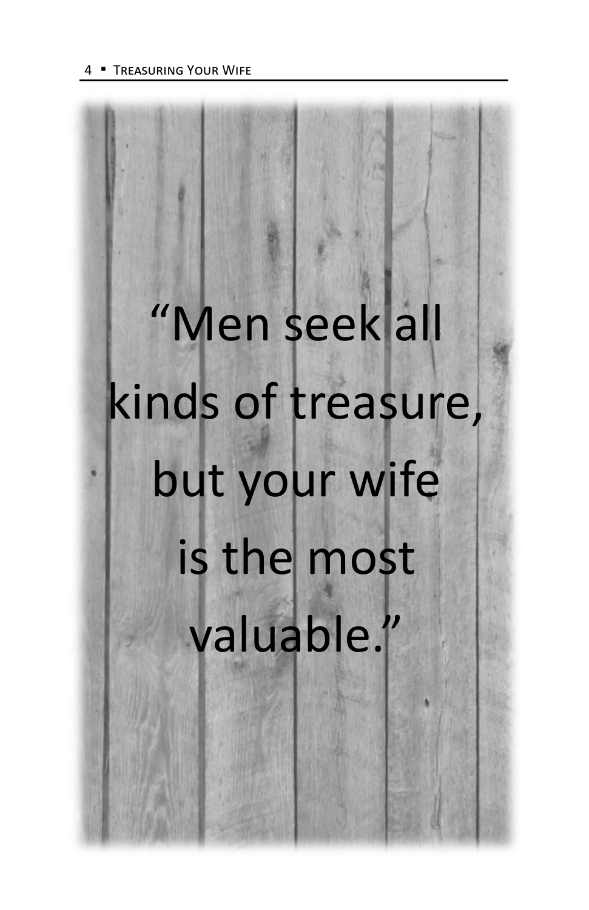"Men seek all kinds of treasure, but your wife is the most valuable."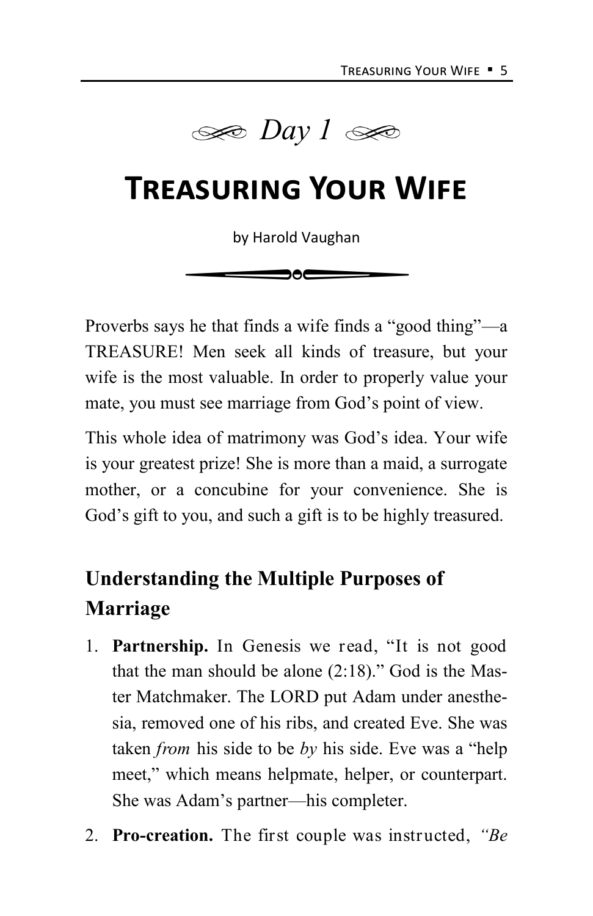*Day 1*

# Treasuring Your Wife

by Harold Vaughan

Proverbs says he that finds a wife finds a "good thing"—a TREASURE! Men seek all kinds of treasure, but your wife is the most valuable. In order to properly value your mate, you must see marriage from God's point of view.

This whole idea of matrimony was God's idea. Your wife is your greatest prize! She is more than a maid, a surrogate mother, or a concubine for your convenience. She is God's gift to you, and such a gift is to be highly treasured.

## Understanding the Multiple Purposes of Marriage

1. **Partnership.** In Genesis we read, "It is not good that the man should be alone (2:18)." God is the Master Matchmaker. The LORD put Adam under anesthesia, removed one of his ribs, and created Eve. She was taken *from* his side to be *by* his side. Eve was a "help meet," which means helpmate, helper, or counterpart. She was Adam's partner—his completer.
2. **Pro-creation.** The first couple was instructed, *"Be*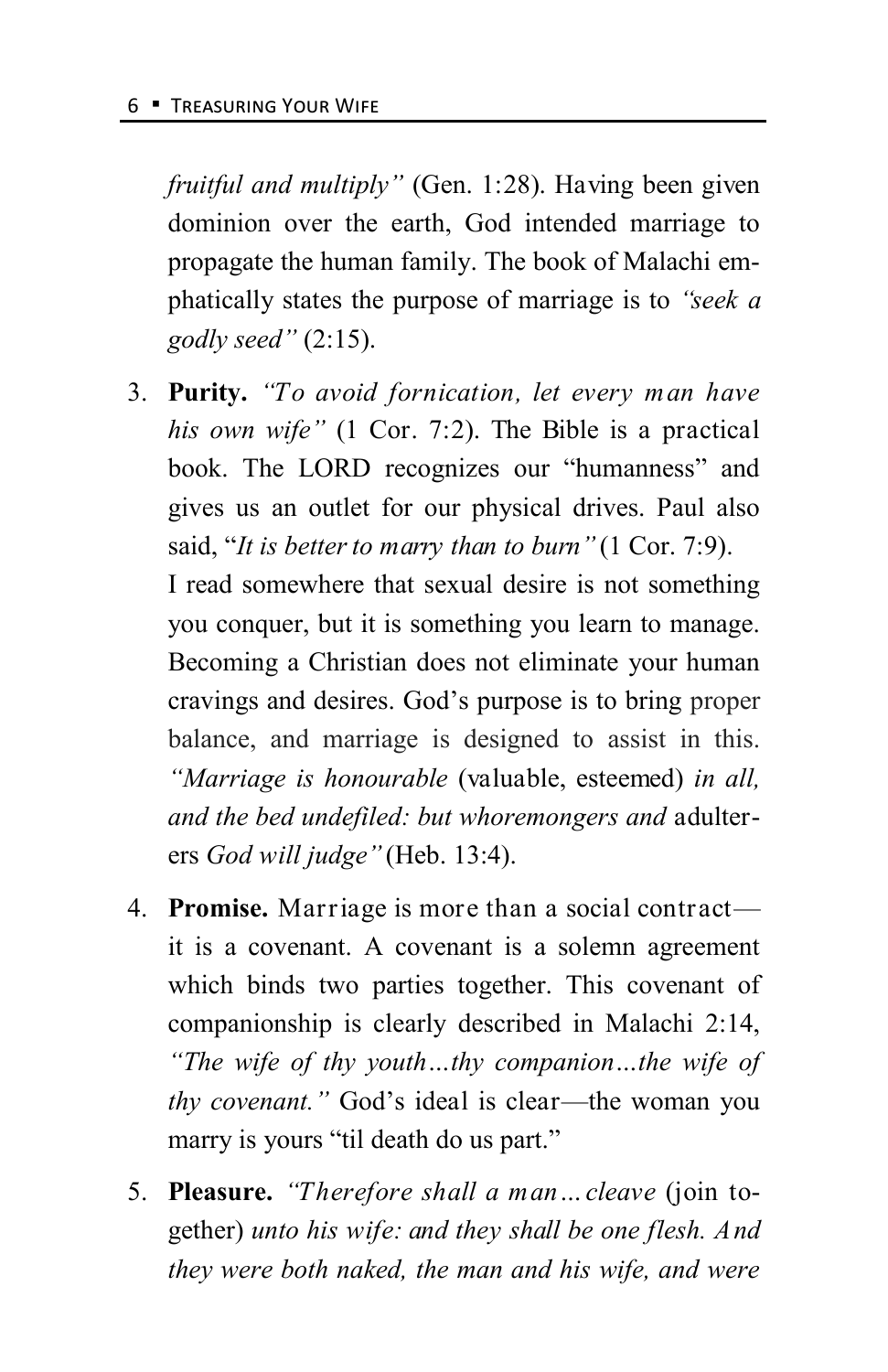*fruitful and multiply"* (Gen. 1:28). Having been given dominion over the earth, God intended marriage to propagate the human family. The book of Malachi emphatically states the purpose of marriage is to *"seek a godly seed"* (2:15).

3. **Purity.** *"To avoid fornication, let every man have his own wife"* (1 Cor. 7:2). The Bible is a practical book. The LORD recognizes our "humanness" and gives us an outlet for our physical drives. Paul also said, "*It is better to marry than to burn"* (1 Cor. 7:9).
   I read somewhere that sexual desire is not something you conquer, but it is something you learn to manage. Becoming a Christian does not eliminate your human cravings and desires. God's purpose is to bring proper balance, and marriage is designed to assist in this. *"Marriage is honourable* (valuable, esteemed) *in all, and the bed undefiled: but whoremongers and* adulterers *God will judge"* (Heb. 13:4).

4. **Promise.** Marriage is more than a social contract—it is a covenant. A covenant is a solemn agreement which binds two parties together. This covenant of companionship is clearly described in Malachi 2:14, *"The wife of thy youth…thy companion…the wife of thy covenant."* God's ideal is clear—the woman you marry is yours "til death do us part."

5. **Pleasure.** *"Therefore shall a man…cleave* (join together) *unto his wife: and they shall be one flesh. And they were both naked, the man and his wife, and were*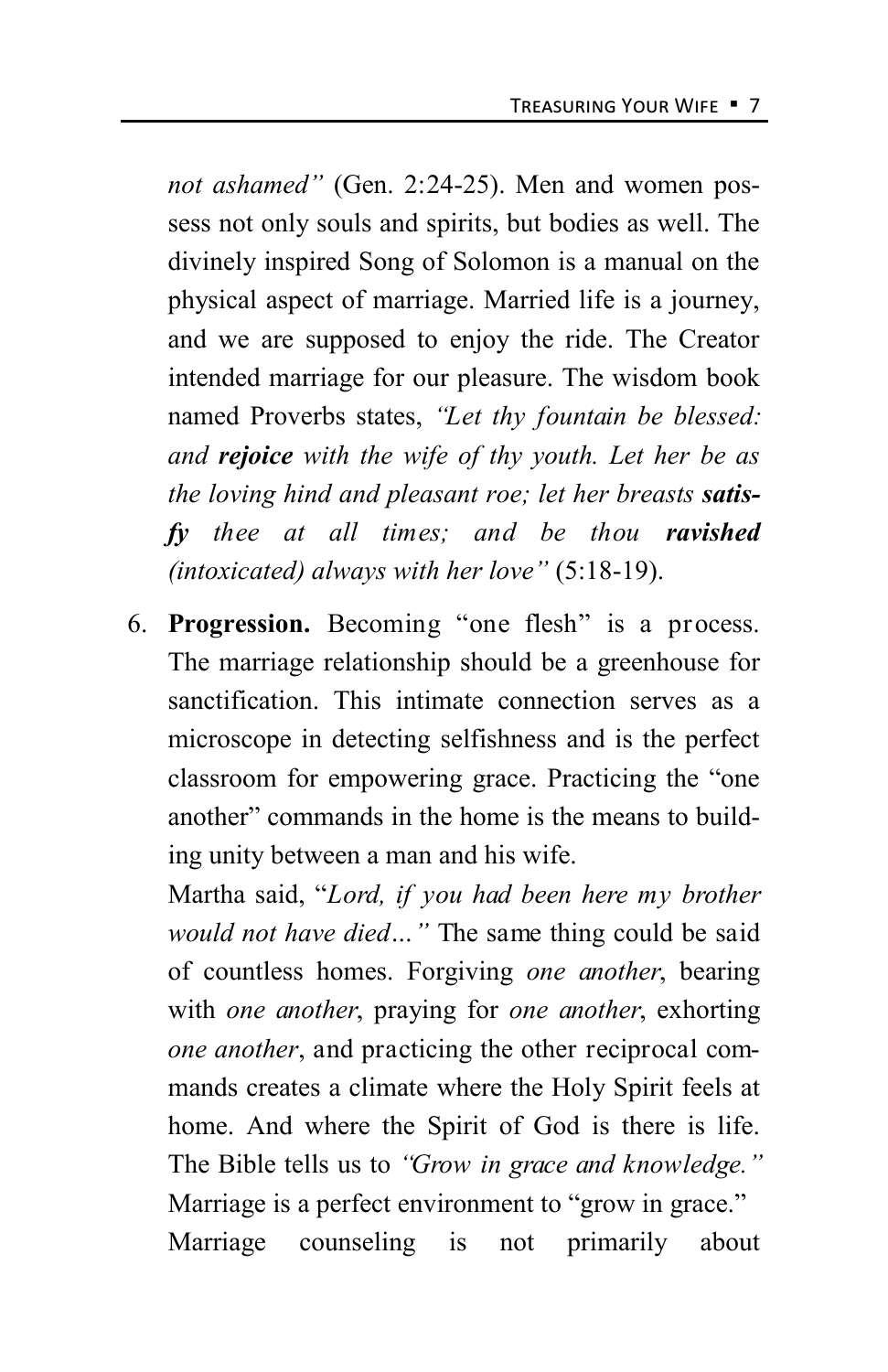*not ashamed"* (Gen. 2:24-25). Men and women possess not only souls and spirits, but bodies as well. The divinely inspired Song of Solomon is a manual on the physical aspect of marriage. Married life is a journey, and we are supposed to enjoy the ride. The Creator intended marriage for our pleasure. The wisdom book named Proverbs states, *"Let thy fountain be blessed: and **rejoice** with the wife of thy youth. Let her be as the loving hind and pleasant roe; let her breasts **satisfy** thee at all times; and be thou **ravished** (intoxicated) always with her love"* (5:18-19).

6. **Progression.** Becoming "one flesh" is a process. The marriage relationship should be a greenhouse for sanctification. This intimate connection serves as a microscope in detecting selfishness and is the perfect classroom for empowering grace. Practicing the "one another" commands in the home is the means to building unity between a man and his wife.

   Martha said, "*Lord, if you had been here my brother would not have died…"* The same thing could be said of countless homes. Forgiving *one another*, bearing with *one another*, praying for *one another*, exhorting *one another*, and practicing the other reciprocal commands creates a climate where the Holy Spirit feels at home. And where the Spirit of God is there is life. The Bible tells us to *"Grow in grace and knowledge."* Marriage is a perfect environment to "grow in grace."

   Marriage counseling is not primarily about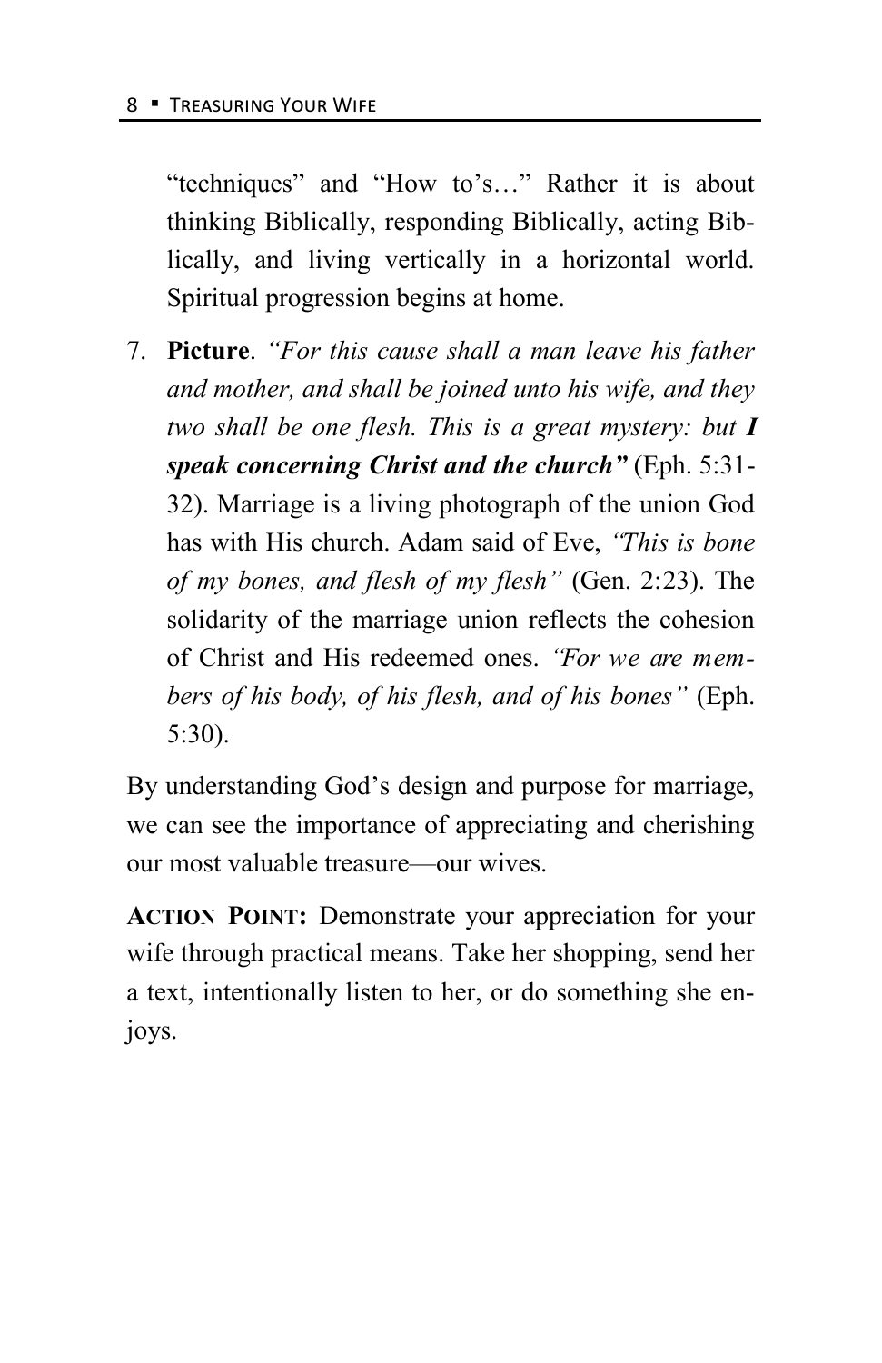"techniques" and "How to's…" Rather it is about thinking Biblically, responding Biblically, acting Biblically, and living vertically in a horizontal world. Spiritual progression begins at home.

7. **Picture**. *"For this cause shall a man leave his father and mother, and shall be joined unto his wife, and they two shall be one flesh. This is a great mystery: but **I speak concerning Christ and the church"*** (Eph. 5:31-32). Marriage is a living photograph of the union God has with His church. Adam said of Eve, *"This is bone of my bones, and flesh of my flesh"* (Gen. 2:23). The solidarity of the marriage union reflects the cohesion of Christ and His redeemed ones. *"For we are members of his body, of his flesh, and of his bones"* (Eph. 5:30).

By understanding God's design and purpose for marriage, we can see the importance of appreciating and cherishing our most valuable treasure—our wives.

**ACTION POINT:** Demonstrate your appreciation for your wife through practical means. Take her shopping, send her a text, intentionally listen to her, or do something she enjoys.